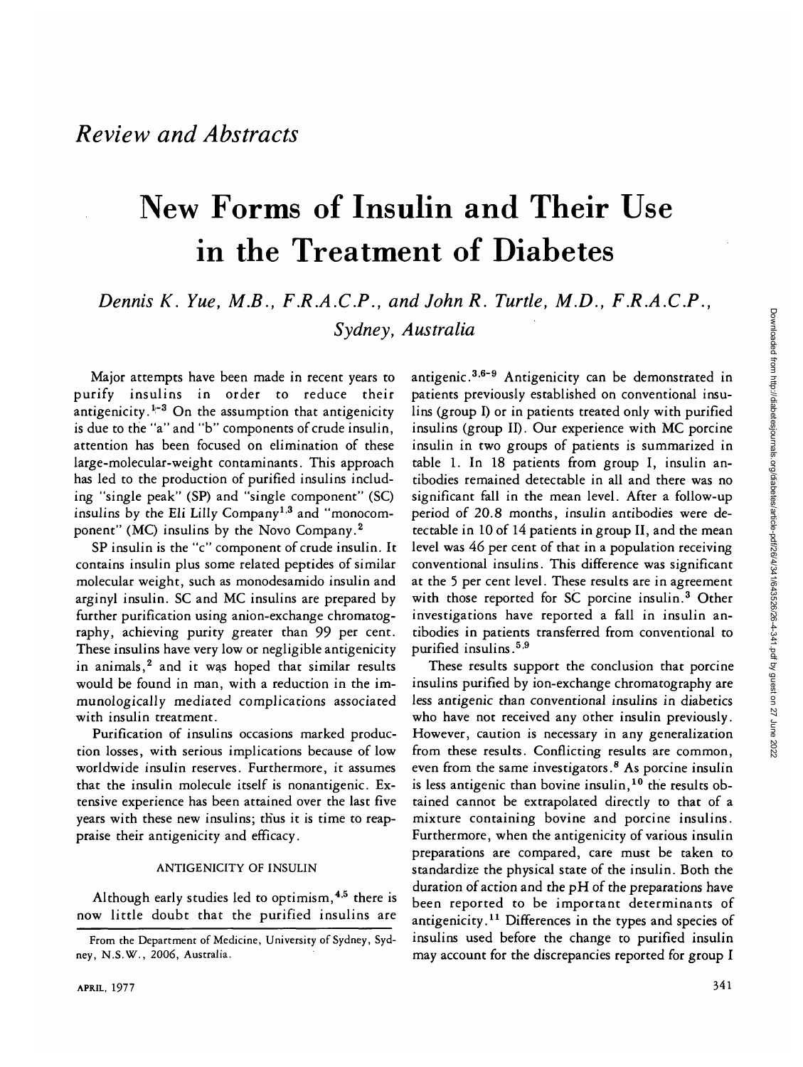# Review and Abstracts

# New Forms of Insulin and Their Use in the Treatment of Diabetes

*Dennis K. Yue, M.B., F.R.A.C.P., and John R. Turtle, M.D., F.R.A.C.P., Sydney, Australia*

Major attempts have been made in recent years to purify insulins in order to reduce their antigenicity.[1-3] On the assumption that antigenicity is due to the "a" and "b" components of crude insulin, attention has been focused on elimination of these large-molecular-weight contaminants. This approach has led to the production of purified insulins including "single peak" (SP) and "single component" (SC) insulins by the Eli Lilly Company[1,3] and "monocomponent" (MC) insulins by the Novo Company.[2]

SP insulin is the "c" component of crude insulin. It contains insulin plus some related peptides of similar molecular weight, such as monodesamido insulin and arginyl insulin. SC and MC insulins are prepared by further purification using anion-exchange chromatography, achieving purity greater than 99 per cent. These insulins have very low or negligible antigenicity in animals,[2] and it was hoped that similar results would be found in man, with a reduction in the immunologically mediated complications associated with insulin treatment.

Purification of insulins occasions marked production losses, with serious implications because of low worldwide insulin reserves. Furthermore, it assumes that the insulin molecule itself is nonantigenic. Extensive experience has been attained over the last five years with these new insulins; thus it is time to reappraise their antigenicity and efficacy.

## ANTIGENICITY OF INSULIN

Although early studies led to optimism,[4,5] there is now little doubt that the purified insulins are antigenic.[3,6-9] Antigenicity can be demonstrated in patients previously established on conventional insulins (group I) or in patients treated only with purified insulins (group II). Our experience with MC porcine insulin in two groups of patients is summarized in table 1. In 18 patients from group I, insulin antibodies remained detectable in all and there was no significant fall in the mean level. After a follow-up period of 20.8 months, insulin antibodies were detectable in 10 of 14 patients in group II, and the mean level was 46 per cent of that in a population receiving conventional insulins. This difference was significant at the 5 per cent level. These results are in agreement with those reported for SC porcine insulin.[3] Other investigations have reported a fall in insulin antibodies in patients transferred from conventional to purified insulins.[5,9]

These results support the conclusion that porcine insulins purified by ion-exchange chromatography are less antigenic than conventional insulins in diabetics who have not received any other insulin previously. However, caution is necessary in any generalization from these results. Conflicting results are common, even from the same investigators.[8] As porcine insulin is less antigenic than bovine insulin,[10] the results obtained cannot be extrapolated directly to that of a mixture containing bovine and porcine insulins. Furthermore, when the antigenicity of various insulin preparations are compared, care must be taken to standardize the physical state of the insulin. Both the duration of action and the pH of the preparations have been reported to be important determinants of antigenicity.[11] Differences in the types and species of insulins used before the change to purified insulin may account for the discrepancies reported for group I

From the Department of Medicine, University of Sydney, Sydney, N.S.W., 2006, Australia.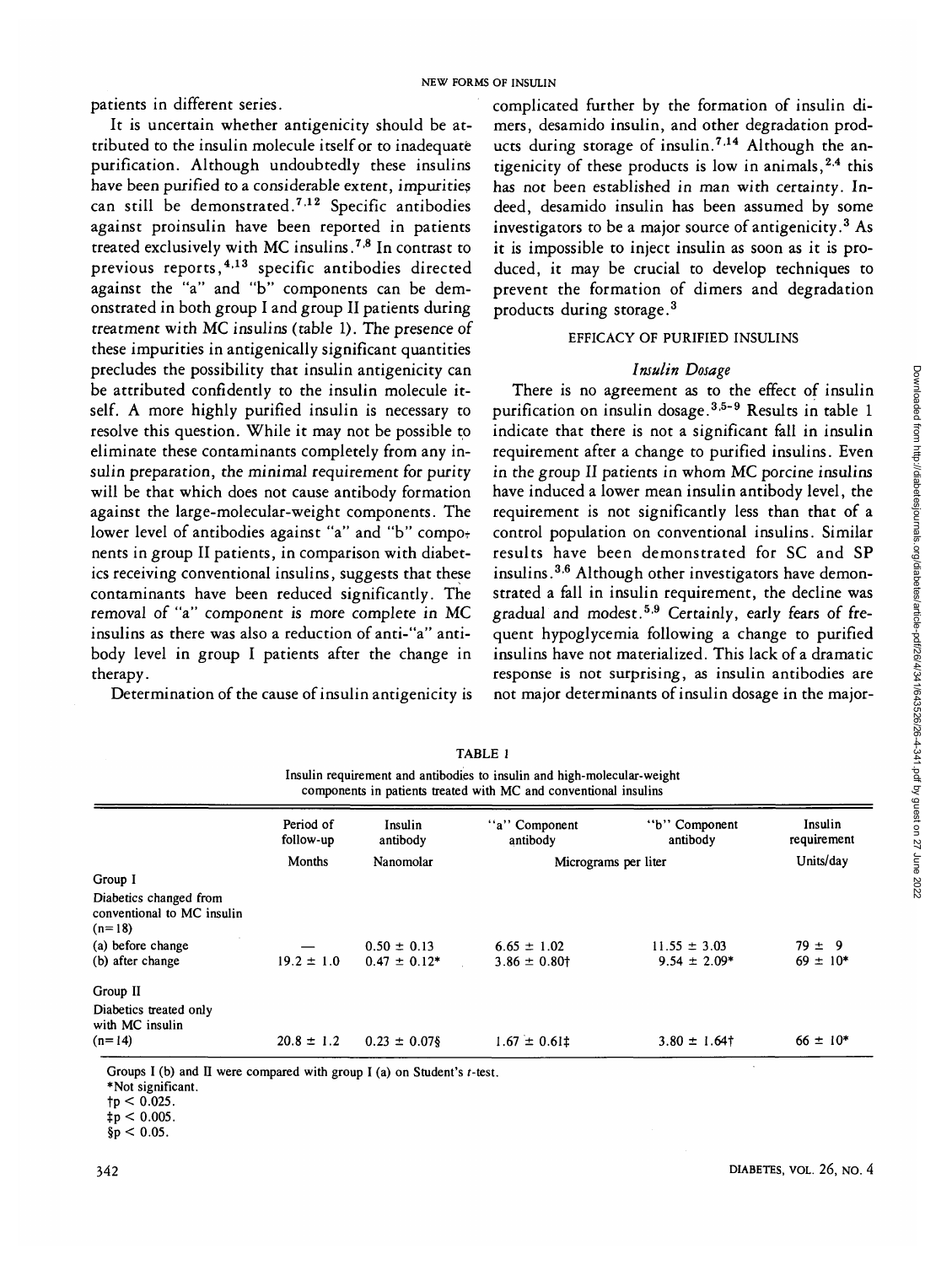patients in different series.

It is uncertain whether antigenicity should be attributed to the insulin molecule itself or to inadequate purification. Although undoubtedly these insulins have been purified to a considerable extent, impurities can still be demonstrated.[7,12] Specific antibodies against proinsulin have been reported in patients treated exclusively with MC insulins.[7,8] In contrast to previous reports,[4,13] specific antibodies directed against the "a" and "b" components can be demonstrated in both group I and group II patients during treatment with MC insulins (table 1). The presence of these impurities in antigenically significant quantities precludes the possibility that insulin antigenicity can be attributed confidently to the insulin molecule itself. A more highly purified insulin is necessary to resolve this question. While it may not be possible to eliminate these contaminants completely from any insulin preparation, the minimal requirement for purity will be that which does not cause antibody formation against the large-molecular-weight components. The lower level of antibodies against "a" and "b" components in group II patients, in comparison with diabetics receiving conventional insulins, suggests that these contaminants have been reduced significantly. The removal of "a" component is more complete in MC insulins as there was also a reduction of anti-"a" antibody level in group I patients after the change in therapy.

Determination of the cause of insulin antigenicity is complicated further by the formation of insulin dimers, desamido insulin, and other degradation products during storage of insulin.[7,14] Although the antigenicity of these products is low in animals,[2,4] this has not been established in man with certainty. Indeed, desamido insulin has been assumed by some investigators to be a major source of antigenicity.[3] As it is impossible to inject insulin as soon as it is produced, it may be crucial to develop techniques to prevent the formation of dimers and degradation products during storage.[3]

## EFFICACY OF PURIFIED INSULINS

### *Insulin Dosage*

There is no agreement as to the effect of insulin purification on insulin dosage.[3,5-9] Results in table 1 indicate that there is not a significant fall in insulin requirement after a change to purified insulins. Even in the group II patients in whom MC porcine insulins have induced a lower mean insulin antibody level, the requirement is not significantly less than that of a control population on conventional insulins. Similar results have been demonstrated for SC and SP insulins.[3,6] Although other investigators have demonstrated a fall in insulin requirement, the decline was gradual and modest.[5,9] Certainly, early fears of frequent hypoglycemia following a change to purified insulins have not materialized. This lack of a dramatic response is not surprising, as insulin antibodies are not major determinants of insulin dosage in the major-

TABLE 1

Insulin requirement and antibodies to insulin and high-molecular-weight components in patients treated with MC and conventional insulins

| | Period of follow-up | Insulin antibody | "a" Component antibody | "b" Component antibody | Insulin requirement |
|---|---|---|---|---|---|
| | Months | Nanomolar | Micrograms per liter | | Units/day |
| Group I | | | | | |
| Diabetics changed from conventional to MC insulin (n=18) | | | | | |
| (a) before change | — | 0.50 ± 0.13 | 6.65 ± 1.02 | 11.55 ± 3.03 | 79 ± 9 |
| (b) after change | 19.2 ± 1.0 | 0.47 ± 0.12* | 3.86 ± 0.80† | 9.54 ± 2.09* | 69 ± 10* |
| Group II | | | | | |
| Diabetics treated only with MC insulin (n=14) | 20.8 ± 1.2 | 0.23 ± 0.07§ | 1.67 ± 0.61‡ | 3.80 ± 1.64† | 66 ± 10* |

Groups I (b) and II were compared with group I (a) on Student's *t*-test.

*Not significant.

†$p < 0.025$.

‡$p < 0.005$.

§$p < 0.05$.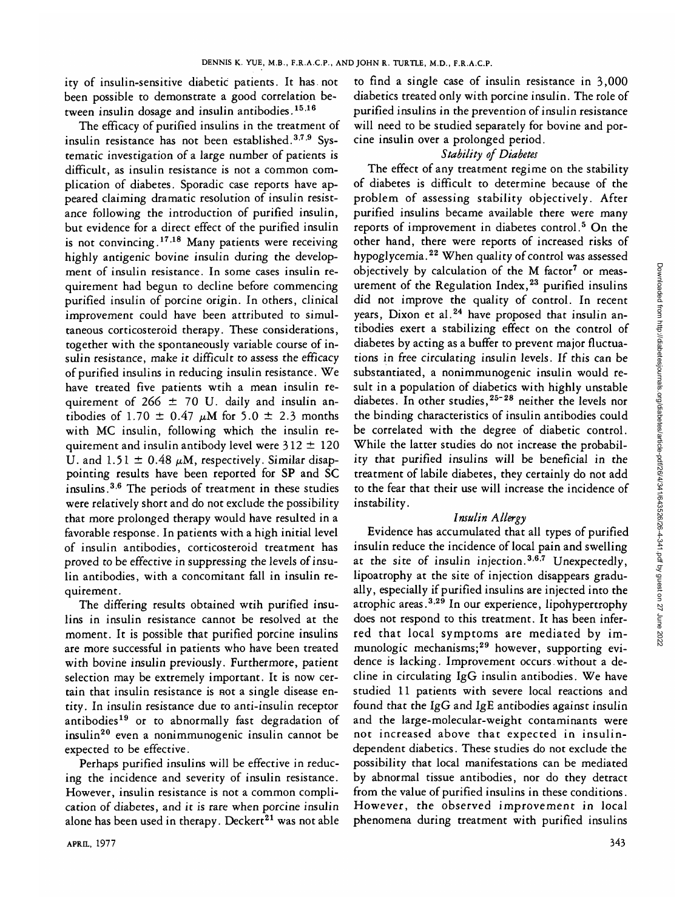ity of insulin-sensitive diabetic patients. It has not been possible to demonstrate a good correlation between insulin dosage and insulin antibodies.[15,16]

The efficacy of purified insulins in the treatment of insulin resistance has not been established.[3,7,9] Systematic investigation of a large number of patients is difficult, as insulin resistance is not a common complication of diabetes. Sporadic case reports have appeared claiming dramatic resolution of insulin resistance following the introduction of purified insulin, but evidence for a direct effect of the purified insulin is not convincing.[17,18] Many patients were receiving highly antigenic bovine insulin during the development of insulin resistance. In some cases insulin requirement had begun to decline before commencing purified insulin of porcine origin. In others, clinical improvement could have been attributed to simultaneous corticosteroid therapy. These considerations, together with the spontaneously variable course of insulin resistance, make it difficult to assess the efficacy of purified insulins in reducing insulin resistance. We have treated five patients wtih a mean insulin requirement of 266 ± 70 U. daily and insulin antibodies of 1.70 ± 0.47 $\mu$M for 5.0 ± 2.3 months with MC insulin, following which the insulin requirement and insulin antibody level were 312 ± 120 U. and 1.51 ± 0.48 $\mu$M, respectively. Similar disappointing results have been reported for SP and SC insulins.[3,6] The periods of treatment in these studies were relatively short and do not exclude the possibility that more prolonged therapy would have resulted in a favorable response. In patients with a high initial level of insulin antibodies, corticosteroid treatment has proved to be effective in suppressing the levels of insulin antibodies, with a concomitant fall in insulin requirement.

The differing results obtained wtih purified insulins in insulin resistance cannot be resolved at the moment. It is possible that purified porcine insulins are more successful in patients who have been treated with bovine insulin previously. Furthermore, patient selection may be extremely important. It is now certain that insulin resistance is not a single disease entity. In insulin resistance due to anti-insulin receptor antibodies[19] or to abnormally fast degradation of insulin[20] even a nonimmunogenic insulin cannot be expected to be effective.

Perhaps purified insulins will be effective in reducing the incidence and severity of insulin resistance. However, insulin resistance is not a common complication of diabetes, and it is rare when porcine insulin alone has been used in therapy. Deckert[21] was not able to find a single case of insulin resistance in 3,000 diabetics treated only with porcine insulin. The role of purified insulins in the prevention of insulin resistance will need to be studied separately for bovine and porcine insulin over a prolonged period.

### *Stability of Diabetes*

The effect of any treatment regime on the stability of diabetes is difficult to determine because of the problem of assessing stability objectively. After purified insulins became available there were many reports of improvement in diabetes control.[5] On the other hand, there were reports of increased risks of hypoglycemia.[22] When quality of control was assessed objectively by calculation of the M factor[7] or measurement of the Regulation Index,[23] purified insulins did not improve the quality of control. In recent years, Dixon et al.[24] have proposed that insulin antibodies exert a stabilizing effect on the control of diabetes by acting as a buffer to prevent major fluctuations in free circulating insulin levels. If this can be substantiated, a nonimmunogenic insulin would result in a population of diabetics with highly unstable diabetes. In other studies,[25-28] neither the levels nor the binding characteristics of insulin antibodies could be correlated with the degree of diabetic control. While the latter studies do not increase the probability that purified insulins will be beneficial in the treatment of labile diabetes, they certainly do not add to the fear that their use will increase the incidence of instability.

### *Insulin Allergy*

Evidence has accumulated that all types of purified insulin reduce the incidence of local pain and swelling at the site of insulin injection.[3,6,7] Unexpectedly, lipoatrophy at the site of injection disappears gradually, especially if purified insulins are injected into the atrophic areas.[3,29] In our experience, lipohypertrophy does not respond to this treatment. It has been inferred that local symptoms are mediated by immunologic mechanisms;[29] however, supporting evidence is lacking. Improvement occurs without a decline in circulating IgG insulin antibodies. We have studied 11 patients with severe local reactions and found that the IgG and IgE antibodies against insulin and the large-molecular-weight contaminants were not increased above that expected in insulin-dependent diabetics. These studies do not exclude the possibility that local manifestations can be mediated by abnormal tissue antibodies, nor do they detract from the value of purified insulins in these conditions. However, the observed improvement in local phenomena during treatment with purified insulins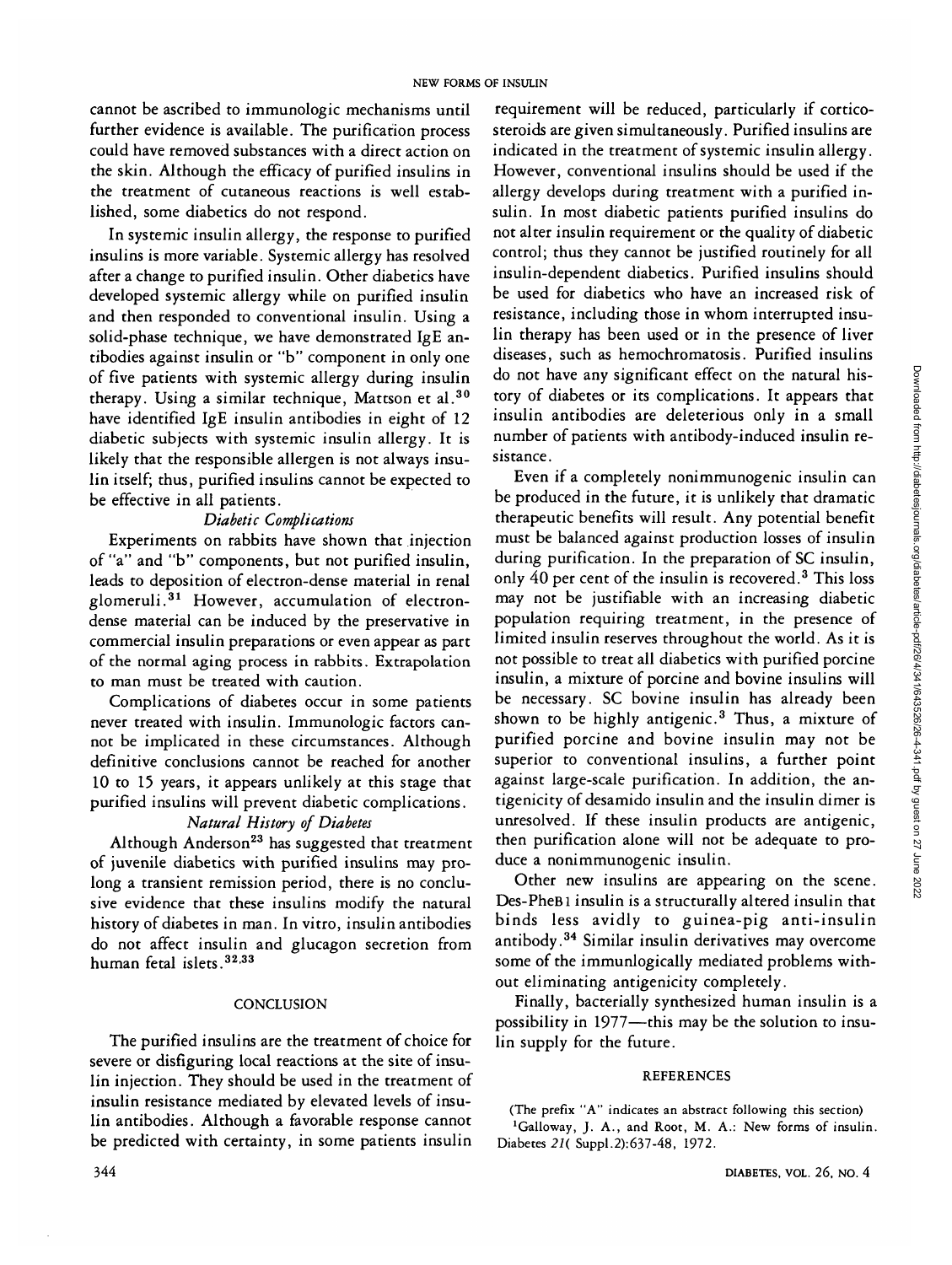cannot be ascribed to immunologic mechanisms until further evidence is available. The purification process could have removed substances with a direct action on the skin. Although the efficacy of purified insulins in the treatment of cutaneous reactions is well established, some diabetics do not respond.

In systemic insulin allergy, the response to purified insulins is more variable. Systemic allergy has resolved after a change to purified insulin. Other diabetics have developed systemic allergy while on purified insulin and then responded to conventional insulin. Using a solid-phase technique, we have demonstrated IgE antibodies against insulin or "b" component in only one of five patients with systemic allergy during insulin therapy. Using a similar technique, Mattson et al.[30] have identified IgE insulin antibodies in eight of 12 diabetic subjects with systemic insulin allergy. It is likely that the responsible allergen is not always insulin itself; thus, purified insulins cannot be expected to be effective in all patients.

### *Diabetic Complications*

Experiments on rabbits have shown that injection of "a" and "b" components, but not purified insulin, leads to deposition of electron-dense material in renal glomeruli.[31] However, accumulation of electron-dense material can be induced by the preservative in commercial insulin preparations or even appear as part of the normal aging process in rabbits. Extrapolation to man must be treated with caution.

Complications of diabetes occur in some patients never treated with insulin. Immunologic factors cannot be implicated in these circumstances. Although definitive conclusions cannot be reached for another 10 to 15 years, it appears unlikely at this stage that purified insulins will prevent diabetic complications.

### *Natural History of Diabetes*

Although Anderson[23] has suggested that treatment of juvenile diabetics with purified insulins may prolong a transient remission period, there is no conclusive evidence that these insulins modify the natural history of diabetes in man. In vitro, insulin antibodies do not affect insulin and glucagon secretion from human fetal islets.[32,33]

## CONCLUSION

The purified insulins are the treatment of choice for severe or disfiguring local reactions at the site of insulin injection. They should be used in the treatment of insulin resistance mediated by elevated levels of insulin antibodies. Although a favorable response cannot be predicted with certainty, in some patients insulin requirement will be reduced, particularly if corticosteroids are given simultaneously. Purified insulins are indicated in the treatment of systemic insulin allergy. However, conventional insulins should be used if the allergy develops during treatment with a purified insulin. In most diabetic patients purified insulins do not alter insulin requirement or the quality of diabetic control; thus they cannot be justified routinely for all insulin-dependent diabetics. Purified insulins should be used for diabetics who have an increased risk of resistance, including those in whom interrupted insulin therapy has been used or in the presence of liver diseases, such as hemochromatosis. Purified insulins do not have any significant effect on the natural history of diabetes or its complications. It appears that insulin antibodies are deleterious only in a small number of patients with antibody-induced insulin resistance.

Even if a completely nonimmunogenic insulin can be produced in the future, it is unlikely that dramatic therapeutic benefits will result. Any potential benefit must be balanced against production losses of insulin during purification. In the preparation of SC insulin, only 40 per cent of the insulin is recovered.[3] This loss may not be justifiable with an increasing diabetic population requiring treatment, in the presence of limited insulin reserves throughout the world. As it is not possible to treat all diabetics with purified porcine insulin, a mixture of porcine and bovine insulins will be necessary. SC bovine insulin has already been shown to be highly antigenic.[3] Thus, a mixture of purified porcine and bovine insulin may not be superior to conventional insulins, a further point against large-scale purification. In addition, the antigenicity of desamido insulin and the insulin dimer is unresolved. If these insulin products are antigenic, then purification alone will not be adequate to produce a nonimmunogenic insulin.

Other new insulins are appearing on the scene. Des-PheB1 insulin is a structurally altered insulin that binds less avidly to guinea-pig anti-insulin antibody.[34] Similar insulin derivatives may overcome some of the immunlogically mediated problems without eliminating antigenicity completely.

Finally, bacterially synthesized human insulin is a possibility in 1977—this may be the solution to insulin supply for the future.

## REFERENCES

(The prefix "A" indicates an abstract following this section)

[1]Galloway, J. A., and Root, M. A.: New forms of insulin. Diabetes *21*( Suppl.2):637-48, 1972.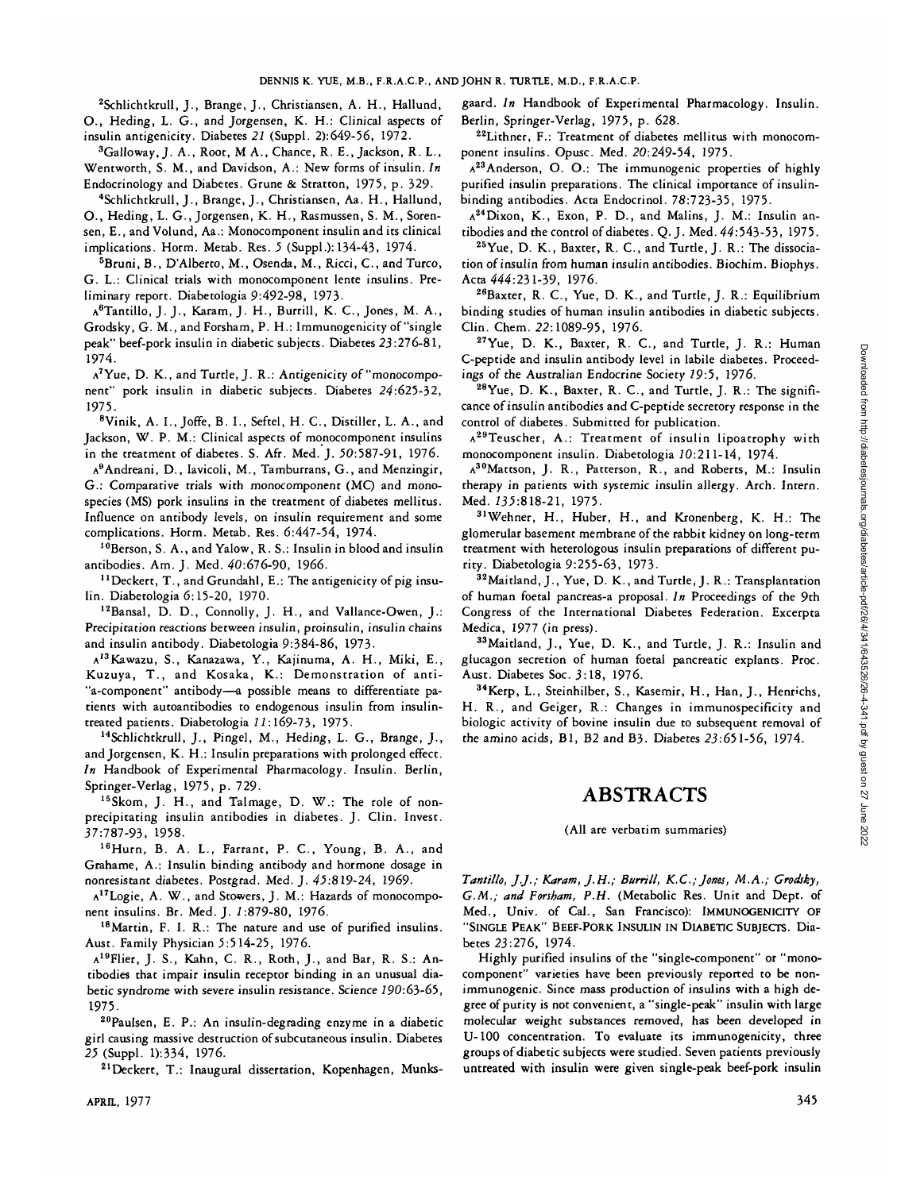[2]Schlichtkrull, J., Brange, J., Christiansen, A. H., Hallund, O., Heding, L. G., and Jorgensen, K. H.: Clinical aspects of insulin antigenicity. Diabetes *21* (Suppl. 2):649-56, 1972.

[3]Galloway, J. A., Root, M A., Chance, R. E., Jackson, R. L., Wentworth, S. M., and Davidson, A.: New forms of insulin. *In* Endocrinology and Diabetes. Grune & Stratton, 1975, p. 329.

[4]Schlichtkrull, J., Brange, J., Christiansen, Aa. H., Hallund, O., Heding, L. G., Jorgensen, K. H., Rasmussen, S. M., Sorensen, E., and Volund, Aa.: Monocomponent insulin and its clinical implications. Horm. Metab. Res. *5* (Suppl.):134-43, 1974.

[5]Bruni, B., D'Alberto, M., Osenda, M., Ricci, C., and Turco, G. L.: Clinical trials with monocomponent lente insulins. Preliminary report. Diabetologia *9*:492-98, 1973.

[A6]Tantillo, J. J., Karam, J. H., Burrill, K. C., Jones, M. A., Grodsky, G. M., and Forsham, P. H.: Immunogenicity of "single peak" beef-pork insulin in diabetic subjects. Diabetes *23*:276-81, 1974.

[A7]Yue, D. K., and Turtle, J. R.: Antigenicity of "monocomponent" pork insulin in diabetic subjects. Diabetes *24*:625-32, 1975.

[8]Vinik, A. I., Joffe, B. I., Seftel, H. C., Distiller, L. A., and Jackson, W. P. M.: Clinical aspects of monocomponent insulins in the treatment of diabetes. S. Afr. Med. J. *50*:587-91, 1976.

[A9]Andreani, D., Iavicoli, M., Tamburrans, G., and Menzingir, G.: Comparative trials with monocomponent (MC) and monospecies (MS) pork insulins in the treatment of diabetes mellitus. Influence on antibody levels, on insulin requirement and some complications. Horm. Metab. Res. *6*:447-54, 1974.

[10]Berson, S. A., and Yalow, R. S.: Insulin in blood and insulin antibodies. Am. J. Med. *40*:676-90, 1966.

[11]Deckert, T., and Grundahl, E.: The antigenicity of pig insulin. Diabetologia *6*:15-20, 1970.

[12]Bansal, D. D., Connolly, J. H., and Vallance-Owen, J.: Precipitation reactions between insulin, proinsulin, insulin chains and insulin antibody. Diabetologia *9*:384-86, 1973.

[A13]Kawazu, S., Kanazawa, Y., Kajinuma, A. H., Miki, E., Kuzuya, T., and Kosaka, K.: Demonstration of anti-"a-component" antibody—a possible means to differentiate patients with autoantibodies to endogenous insulin from insulin-treated patients. Diabetologia *11*:169-73, 1975.

[14]Schlichtkrull, J., Pingel, M., Heding, L. G., Brange, J., and Jorgensen, K. H.: Insulin preparations with prolonged effect. *In* Handbook of Experimental Pharmacology. Insulin. Berlin, Springer-Verlag, 1975, p. 729.

[15]Skom, J. H., and Talmage, D. W.: The role of nonprecipitating insulin antibodies in diabetes. J. Clin. Invest. *37*:787-93, 1958.

[16]Hurn, B. A. L., Farrant, P. C., Young, B. A., and Grahame, A.: Insulin binding antibody and hormone dosage in nonresistant diabetes. Postgrad. Med. J. *45*:819-24, 1969.

[A17]Logie, A. W., and Stowers, J. M.: Hazards of monocomponent insulins. Br. Med. J. *1*:879-80, 1976.

[18]Martin, F. I. R.: The nature and use of purified insulins. Aust. Family Physician *5*:514-25, 1976.

[A19]Flier, J. S., Kahn, C. R., Roth, J., and Bar, R. S.: Antibodies that impair insulin receptor binding in an unusual diabetic syndrome with severe insulin resistance. Science *190*:63-65, 1975.

[20]Paulsen, E. P.: An insulin-degrading enzyme in a diabetic girl causing massive destruction of subcutaneous insulin. Diabetes *25* (Suppl. 1):334, 1976.

[21]Deckert, T.: Inaugural dissertation, Kopenhagen, Munksgaard. *In* Handbook of Experimental Pharmacology. Insulin. Berlin, Springer-Verlag, 1975, p. 628.

[22]Lithner, F.: Treatment of diabetes mellitus with monocomponent insulins. Opusc. Med. *20*:249-54, 1975.

[A23]Anderson, O. O.: The immunogenic properties of highly purified insulin preparations. The clinical importance of insulin-binding antibodies. Acta Endocrinol. *78*:723-35, 1975.

[A24]Dixon, K., Exon, P. D., and Malins, J. M.: Insulin antibodies and the control of diabetes. Q. J. Med. *44*:543-53, 1975.

[25]Yue, D. K., Baxter, R. C., and Turtle, J. R.: The dissociation of insulin from human insulin antibodies. Biochim. Biophys. Acta *444*:231-39, 1976.

[26]Baxter, R. C., Yue, D. K., and Turtle, J. R.: Equilibrium binding studies of human insulin antibodies in diabetic subjects. Clin. Chem. *22*:1089-95, 1976.

[27]Yue, D. K., Baxter, R. C., and Turtle, J. R.: Human C-peptide and insulin antibody level in labile diabetes. Proceedings of the Australian Endocrine Society *19*:5, 1976.

[28]Yue, D. K., Baxter, R. C., and Turtle, J. R.: The significance of insulin antibodies and C-peptide secretory response in the control of diabetes. Submitted for publication.

[A29]Teuscher, A.: Treatment of insulin lipoatrophy with monocomponent insulin. Diabetologia *10*:211-14, 1974.

[A30]Mattson, J. R., Patterson, R., and Roberts, M.: Insulin therapy in patients with systemic insulin allergy. Arch. Intern. Med. *135*:818-21, 1975.

[31]Wehner, H., Huber, H., and Kronenberg, K. H.: The glomerular basement membrane of the rabbit kidney on long-term treatment with heterologous insulin preparations of different purity. Diabetologia *9*:255-63, 1973.

[32]Maitland, J., Yue, D. K., and Turtle, J. R.: Transplantation of human foetal pancreas-a proposal. *In* Proceedings of the 9th Congress of the International Diabetes Federation. Excerpta Medica, 1977 (in press).

[33]Maitland, J., Yue, D. K., and Turtle, J. R.: Insulin and glucagon secretion of human foetal pancreatic explants. Proc. Aust. Diabetes Soc. *3*:18, 1976.

[34]Kerp, L., Steinhilber, S., Kasemir, H., Han, J., Henrichs, H. R., and Geiger, R.: Changes in immunospecificity and biologic activity of bovine insulin due to subsequent removal of the amino acids, B1, B2 and B3. Diabetes *23*:651-56, 1974.

## ABSTRACTS

(All are verbatim summaries)

*Tantillo, J.J.; Karam, J.H.; Burrill, K.C.; Jones, M.A.; Grodsky, G.M.; and Forsham, P.H.* (Metabolic Res. Unit and Dept. of Med., Univ. of Cal., San Francisco): IMMUNOGENICITY OF "SINGLE PEAK" BEEF-PORK INSULIN IN DIABETIC SUBJECTS. Diabetes 23:276, 1974.

Highly purified insulins of the "single-component" or "monocomponent" varieties have been previously reported to be nonimmunogenic. Since mass production of insulins with a high degree of purity is not convenient, a "single-peak" insulin with large molecular weight substances removed, has been developed in U-100 concentration. To evaluate its immunogenicity, three groups of diabetic subjects were studied. Seven patients previously untreated with insulin were given single-peak beef-pork insulin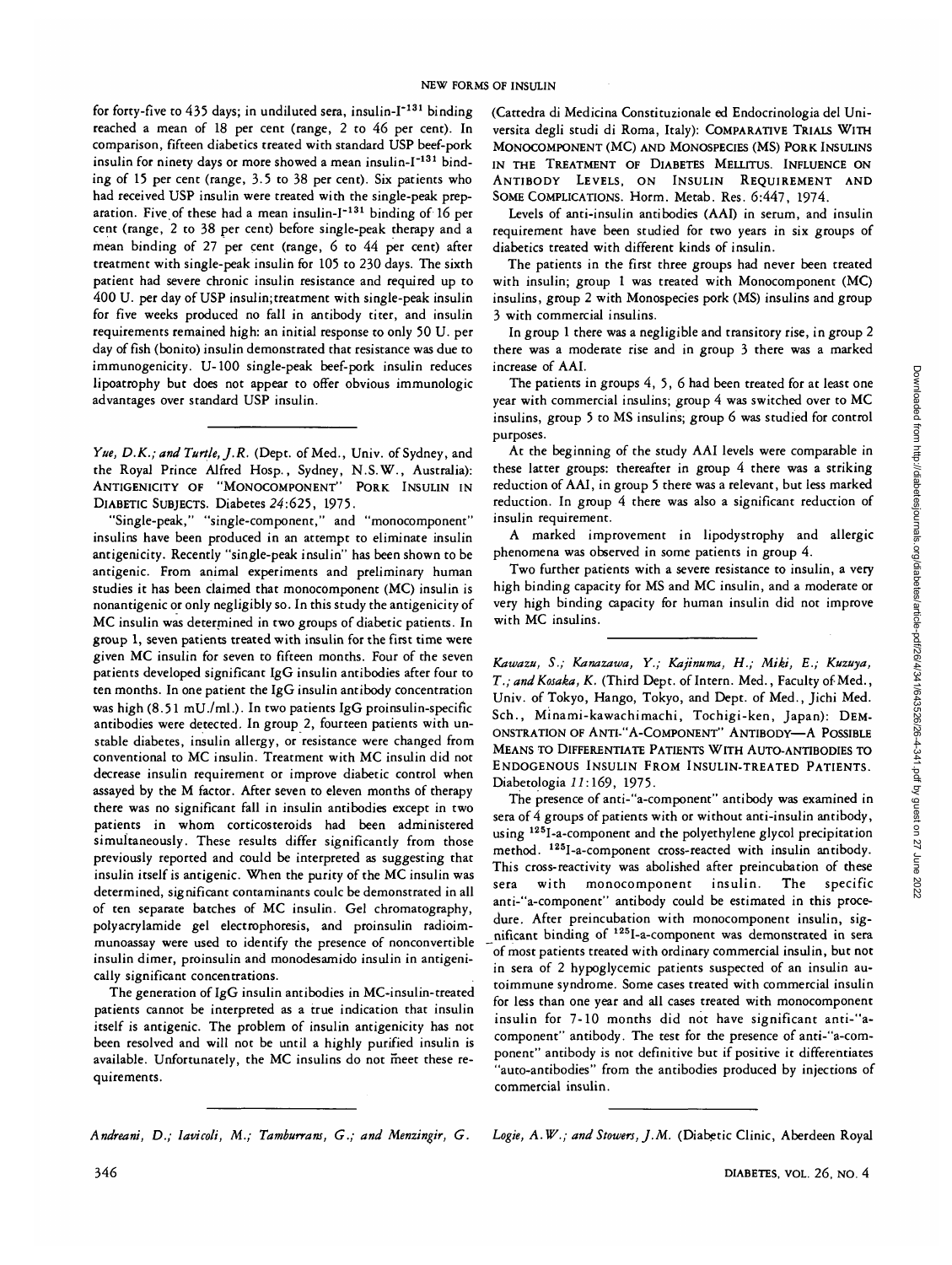for forty-five to 435 days; in undiluted sera, insulin-$I^{-131}$ binding reached a mean of 18 per cent (range, 2 to 46 per cent). In comparison, fifteen diabetics treated with standard USP beef-pork insulin for ninety days or more showed a mean insulin-$I^{-131}$ binding of 15 per cent (range, 3.5 to 38 per cent). Six patients who had received USP insulin were treated with the single-peak preparation. Five of these had a mean insulin-$I^{-131}$ binding of 16 per cent (range, 2 to 38 per cent) before single-peak therapy and a mean binding of 27 per cent (range, 6 to 44 per cent) after treatment with single-peak insulin for 105 to 230 days. The sixth patient had severe chronic insulin resistance and required up to 400 U. per day of USP insulin; treatment with single-peak insulin for five weeks produced no fall in antibody titer, and insulin requirements remained high: an initial response to only 50 U. per day of fish (bonito) insulin demonstrated that resistance was due to immunogenicity. U-100 single-peak beef-pork insulin reduces lipoatrophy but does not appear to offer obvious immunologic advantages over standard USP insulin.

---

*Yue, D.K.; and Turtle, J.R.* (Dept. of Med., Univ. of Sydney, and the Royal Prince Alfred Hosp., Sydney, N.S.W., Australia): ANTIGENICITY OF "MONOCOMPONENT" PORK INSULIN IN DIABETIC SUBJECTS. Diabetes *24*:625, 1975.

"Single-peak," "single-component," and "monocomponent" insulins have been produced in an attempt to eliminate insulin antigenicity. Recently "single-peak insulin" has been shown to be antigenic. From animal experiments and preliminary human studies it has been claimed that monocomponent (MC) insulin is nonantigenic or only negligibly so. In this study the antigenicity of MC insulin was determined in two groups of diabetic patients. In group 1, seven patients treated with insulin for the first time were given MC insulin for seven to fifteen months. Four of the seven patients developed significant IgG insulin antibodies after four to ten months. In one patient the IgG insulin antibody concentration was high (8.51 mU./ml.). In two patients IgG proinsulin-specific antibodies were detected. In group 2, fourteen patients with unstable diabetes, insulin allergy, or resistance were changed from conventional to MC insulin. Treatment with MC insulin did not decrease insulin requirement or improve diabetic control when assayed by the M factor. After seven to eleven months of therapy there was no significant fall in insulin antibodies except in two patients in whom corticosteroids had been administered simultaneously. These results differ significantly from those previously reported and could be interpreted as suggesting that insulin itself is antigenic. When the purity of the MC insulin was determined, significant contaminants coulc be demonstrated in all of ten separate batches of MC insulin. Gel chromatography, polyacrylamide gel electrophoresis, and proinsulin radioimmunoassay were used to identify the presence of nonconvertible insulin dimer, proinsulin and monodesamido insulin in antigenically significant concentrations.

The generation of IgG insulin antibodies in MC-insulin-treated patients cannot be interpreted as a true indication that insulin itself is antigenic. The problem of insulin antigenicity has not been resolved and will not be until a highly purified insulin is available. Unfortunately, the MC insulins do not meet these requirements.

---

*Andreani, D.; Iavicoli, M.; Tamburrans, G.; and Menzingir, G.* (Cattedra di Medicina Constituzionale ed Endocrinologia del Universita degli studi di Roma, Italy): COMPARATIVE TRIALS WITH MONOCOMPONENT (MC) AND MONOSPECIES (MS) PORK INSULINS IN THE TREATMENT OF DIABETES MELLITUS. INFLUENCE ON ANTIBODY LEVELS, ON INSULIN REQUIREMENT AND SOME COMPLICATIONS. Horm. Metab. Res. 6:447, 1974.

Levels of anti-insulin antibodies (AAI) in serum, and insulin requirement have been studied for two years in six groups of diabetics treated with different kinds of insulin.

The patients in the first three groups had never been treated with insulin; group 1 was treated with Monocomponent (MC) insulins, group 2 with Monospecies pork (MS) insulins and group 3 with commercial insulins.

In group 1 there was a negligible and transitory rise, in group 2 there was a moderate rise and in group 3 there was a marked increase of AAI.

The patients in groups 4, 5, 6 had been treated for at least one year with commercial insulins; group 4 was switched over to MC insulins, group 5 to MS insulins; group 6 was studied for control purposes.

At the beginning of the study AAI levels were comparable in these latter groups: thereafter in group 4 there was a striking reduction of AAI, in group 5 there was a relevant, but less marked reduction. In group 4 there was also a significant reduction of insulin requirement.

A marked improvement in lipodystrophy and allergic phenomena was observed in some patients in group 4.

Two further patients with a severe resistance to insulin, a very high binding capacity for MS and MC insulin, and a moderate or very high binding capacity for human insulin did not improve with MC insulins.

---

*Kawazu, S.; Kanazawa, Y.; Kajinuma, H.; Miki, E.; Kuzuya, T.; and Kosaka, K.* (Third Dept. of Intern. Med., Faculty of Med., Univ. of Tokyo, Hango, Tokyo, and Dept. of Med., Jichi Med. Sch., Minami-kawachimachi, Tochigi-ken, Japan): DEMONSTRATION OF ANTI-"A-COMPONENT" ANTIBODY—A POSSIBLE MEANS TO DIFFERENTIATE PATIENTS WITH AUTO-ANTIBODIES TO ENDOGENOUS INSULIN FROM INSULIN-TREATED PATIENTS. Diabetologia *11*:169, 1975.

The presence of anti-"a-component" antibody was examined in sera of 4 groups of patients with or without anti-insulin antibody, using $^{125}$I-a-component and the polyethylene glycol precipitation method. $^{125}$I-a-component cross-reacted with insulin antibody. This cross-reactivity was abolished after preincubation of these sera with monocomponent insulin. The specific anti-"a-component" antibody could be estimated in this procedure. After preincubation with monocomponent insulin, significant binding of $^{125}$I-a-component was demonstrated in sera of most patients treated with ordinary commercial insulin, but not in sera of 2 hypoglycemic patients suspected of an insulin autoimmune syndrome. Some cases treated with commercial insulin for less than one year and all cases treated with monocomponent insulin for 7-10 months did not have significant anti-"a-component" antibody. The test for the presence of anti-"a-component" antibody is not definitive but if positive it differentiates "auto-antibodies" from the antibodies produced by injections of commercial insulin.

---

*Logie, A.W.; and Stowers, J.M.* (Diabetic Clinic, Aberdeen Royal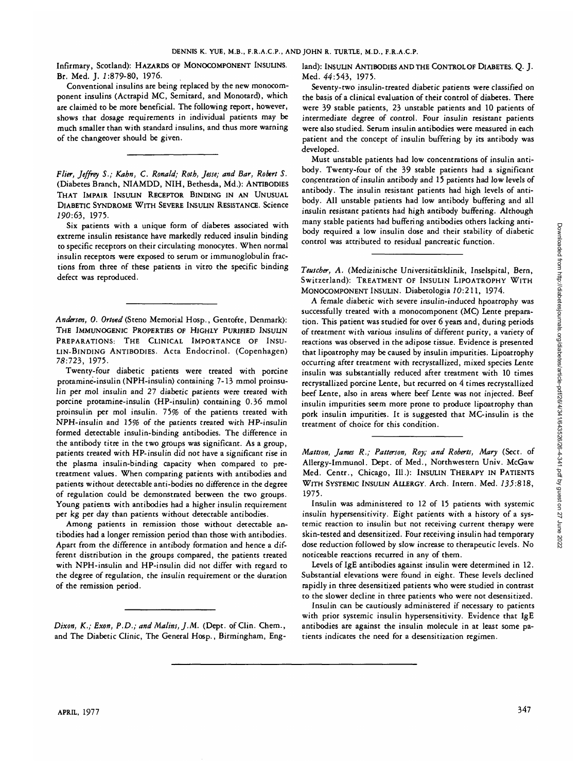Infirmary, Scotland): HAZARDS OF MONOCOMPONENT INSULINS. Br. Med. J. 1:879-80, 1976.

Conventional insulins are being replaced by the new monocomponent insulins (Actrapid MC, Semitard, and Monotard), which are claimed to be more beneficial. The following report, however, shows that dosage requirements in individual patients may be much smaller than with standard insulins, and thus more warning of the changeover should be given.

---

*Flier, Jeffrey S.; Kahn, C. Ronald; Roth, Jesse; and Bar, Robert S.* (Diabetes Branch, NIAMDD, NIH, Bethesda, Md.): ANTIBODIES THAT IMPAIR INSULIN RECEPTOR BINDING IN AN UNUSUAL DIABETIC SYNDROME WITH SEVERE INSULIN RESISTANCE. Science 190:63, 1975.

Six patients with a unique form of diabetes associated with extreme insulin resistance have markedly reduced insulin binding to specific receptors on their circulating monocytes. When normal insulin receptors were exposed to serum or immunoglobulin fractions from three of these patients in vitro the specific binding defect was reproduced.

---

*Andersen, O. Ortved* (Steno Memorial Hosp., Gentofte, Denmark): THE IMMUNOGENIC PROPERTIES OF HIGHLY PURIFIED INSULIN PREPARATIONS: THE CLINICAL IMPORTANCE OF INSULIN-BINDING ANTIBODIES. Acta Endocrinol. (Copenhagen) 78:723, 1975.

Twenty-four diabetic patients were treated with porcine protamine-insulin (NPH-insulin) containing 7-13 mmol proinsulin per mol insulin and 27 diabetic patients were treated with porcine protamine-insulin (HP-insulin) containing 0.36 mmol proinsulin per mol insulin. 75% of the patients treated with NPH-insulin and 15% of the patients treated with HP-insulin formed detectable insulin-binding antibodies. The difference in the antibody titre in the two groups was significant. As a group, patients treated with HP-insulin did not have a significant rise in the plasma insulin-binding capacity when compared to pretreatment values. When comparing patients with antibodies and patients without detectable anti-bodies no difference in the degree of regulation could be demonstrated between the two groups. Young patients with antibodies had a higher insulin requirement per kg per day than patients without detectable antibodies.

Among patients in remission those without detectable antibodies had a longer remission period than those with antibodies. Apart from the difference in antibody formation and hence a different distribution in the groups compared, the patients treated with NPH-insulin and HP-insulin did not differ with regard to the degree of regulation, the insulin requirement or the duration of the remission period.

---

*Dixon, K.; Exon, P.D.; and Malins, J.M.* (Dept. of Clin. Chem., and The Diabetic Clinic, The General Hosp., Birmingham, England): INSULIN ANTIBODIES AND THE CONTROL OF DIABETES. Q. J. Med. 44:543, 1975.

Seventy-two insulin-treated diabetic patients were classified on the basis of a clinical evaluation of their control of diabetes. There were 39 stable patients, 23 unstable patients and 10 patients of intermediate degree of control. Four insulin resistant patients were also studied. Serum insulin antibodies were measured in each patient and the concept of insulin buffering by its antibody was developed.

Must unstable patients had low concentrations of insulin antibody. Twenty-four of the 39 stable patients had a significant concentration of insulin antibody and 15 patients had low levels of antibody. The insulin resistant patients had high levels of antibody. All unstable patients had low antibody buffering and all insulin resistant patients had high antibody buffering. Although many stable patients had buffering antibodies others lacking antibody required a low insulin dose and their stability of diabetic control was attributed to residual pancreatic function.

---

*Teuscher, A.* (Medizinische Universitätsklinik, Inselspital, Bern, Switzerland): TREATMENT OF INSULIN LIPOATROPHY WITH MONOCOMPONENT INSULIN. Diabetologia 10:211, 1974.

A female diabetic with severe insulin-induced lipoatrophy was successfully treated with a monocomponent (MC) Lente preparation. This patient was studied for over 6 years and, during periods of treatment with various insulins of different purity, a variety of reactions was observed in the adipose tissue. Evidence is presented that lipoatrophy may be caused by insulin impurities. Lipoatrophy occurring after treatment with recrystallized, mixed species Lente insulin was substantially reduced after treatment with 10 times recrystallized porcine Lente, but recurred on 4 times recrystallized beef Lente, also in areas where beef Lente was not injected. Beef insulin impurities seem more prone to produce lipoatrophy than pork insulin impurities. It is suggested that MC-insulin is the treatment of choice for this condition.

---

*Mattson, James R.; Patterson, Roy; and Roberts, Mary* (Sect. of Allergy-Immunol. Dept. of Med., Northwestern Univ. McGaw Med. Centr., Chicago, Ill.): INSULIN THERAPY IN PATIENTS WITH SYSTEMIC INSULIN ALLERGY. Arch. Intern. Med. 135:818, 1975.

Insulin was administered to 12 of 15 patients with systemic insulin hypersensitivity. Eight patients with a history of a systemic reaction to insulin but not receiving current therapy were skin-tested and desensitized. Four receiving insulin had temporary dose reduction followed by slow increase to therapeutic levels. No noticeable reactions recurred in any of them.

Levels of IgE antibodies against insulin were determined in 12. Substantial elevations were found in eight. These levels declined rapidly in three desensitized patients who were studied in contrast to the slower decline in three patients who were not desensitized.

Insulin can be cautiously administered if necessary to patients with prior systemic insulin hypersensitivity. Evidence that IgE antibodies are against the insulin molecule in at least some patients indicates the need for a desensitization regimen.